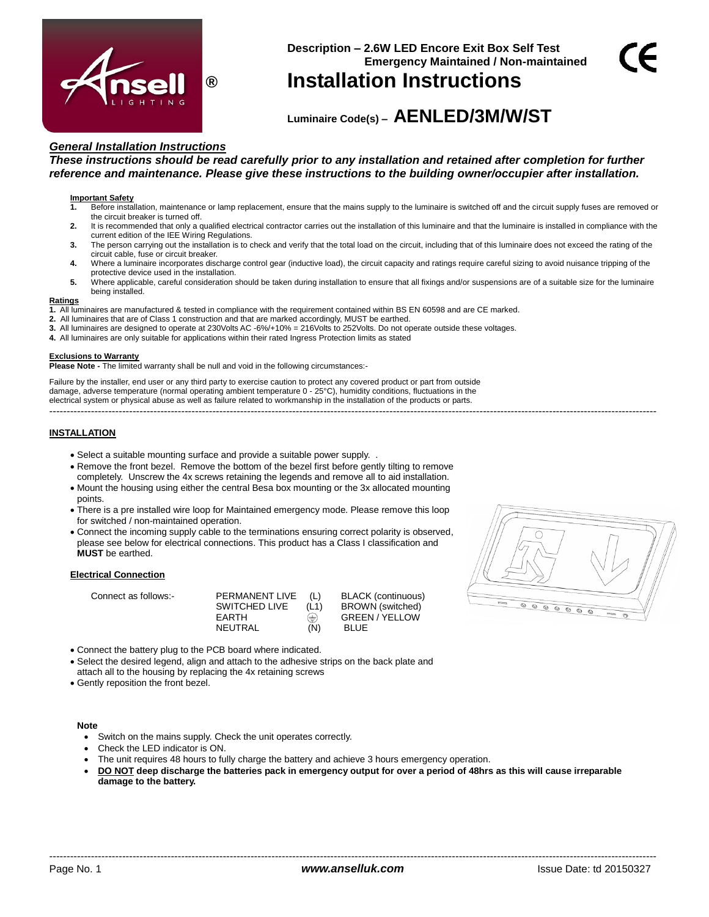Description – 2.6W LED Encore Exit Box Self Test
Emergency Maintained / Non-maintained

# Installation Instructions

Luminaire Code(s) – **AENLED/3M/W/ST**

## *General Installation Instructions*

***These instructions should be read carefully prior to any installation and retained after completion for further reference and maintenance. Please give these instructions to the building owner/occupier after installation.***

**Important Safety**

1. Before installation, maintenance or lamp replacement, ensure that the mains supply to the luminaire is switched off and the circuit supply fuses are removed or the circuit breaker is turned off.
2. It is recommended that only a qualified electrical contractor carries out the installation of this luminaire and that the luminaire is installed in compliance with the current edition of the IEE Wiring Regulations.
3. The person carrying out the installation is to check and verify that the total load on the circuit, including that of this luminaire does not exceed the rating of the circuit cable, fuse or circuit breaker.
4. Where a luminaire incorporates discharge control gear (inductive load), the circuit capacity and ratings require careful sizing to avoid nuisance tripping of the protective device used in the installation.
5. Where applicable, careful consideration should be taken during installation to ensure that all fixings and/or suspensions are of a suitable size for the luminaire being installed.

**Ratings**

1. All luminaires are manufactured & tested in compliance with the requirement contained within BS EN 60598 and are CE marked.
2. All luminaires that are of Class 1 construction and that are marked accordingly, MUST be earthed.
3. All luminaires are designed to operate at 230Volts AC -6%/+10% = 216Volts to 252Volts. Do not operate outside these voltages.
4. All luminaires are only suitable for applications within their rated Ingress Protection limits as stated

**Exclusions to Warranty**

**Please Note -** The limited warranty shall be null and void in the following circumstances:-

Failure by the installer, end user or any third party to exercise caution to protect any covered product or part from outside damage, adverse temperature (normal operating ambient temperature 0 - 25°C), humidity conditions, fluctuations in the electrical system or physical abuse as well as failure related to workmanship in the installation of the products or parts.

---

## INSTALLATION

- Select a suitable mounting surface and provide a suitable power supply. .
- Remove the front bezel. Remove the bottom of the bezel first before gently tilting to remove completely. Unscrew the 4x screws retaining the legends and remove all to aid installation.
- Mount the housing using either the central Besa box mounting or the 3x allocated mounting points.
- There is a pre installed wire loop for Maintained emergency mode. Please remove this loop for switched / non-maintained operation.
- Connect the incoming supply cable to the terminations ensuring correct polarity is observed, please see below for electrical connections. This product has a Class I classification and **MUST** be earthed.

### Electrical Connection

Connect as follows:-

| | | |
|---|---|---|
| PERMANENT LIVE | (L) | BLACK (continuous) |
| SWITCHED LIVE | (L1) | BROWN (switched) |
| EARTH | ⏚ | GREEN / YELLOW |
| NEUTRAL | (N) | BLUE |

- Connect the battery plug to the PCB board where indicated.
- Select the desired legend, align and attach to the adhesive strips on the back plate and attach all to the housing by replacing the 4x retaining screws
- Gently reposition the front bezel.

**Note**

- Switch on the mains supply. Check the unit operates correctly.
- Check the LED indicator is ON.
- The unit requires 48 hours to fully charge the battery and achieve 3 hours emergency operation.
- **DO NOT deep discharge the batteries pack in emergency output for over a period of 48hrs as this will cause irreparable damage to the battery.**

---

*www.anselluk.com* Issue Date: td 20150327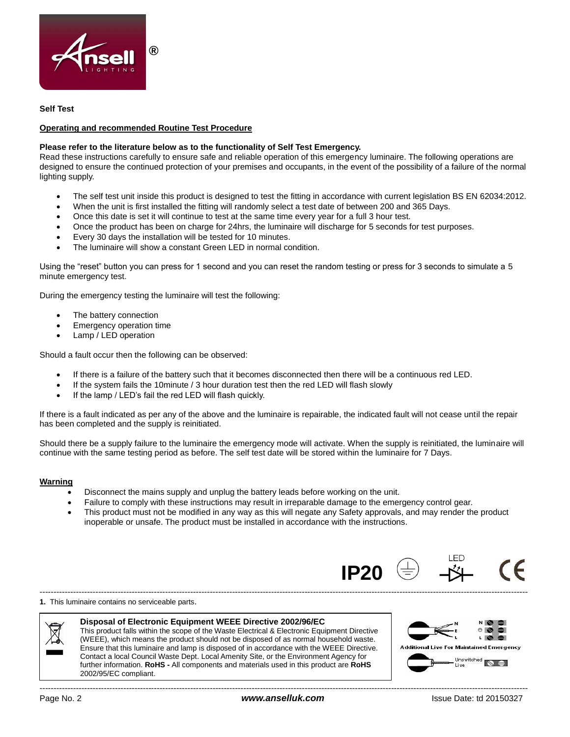**Self Test**

**Operating and recommended Routine Test Procedure**

**Please refer to the literature below as to the functionality of Self Test Emergency.**
Read these instructions carefully to ensure safe and reliable operation of this emergency luminaire. The following operations are designed to ensure the continued protection of your premises and occupants, in the event of the possibility of a failure of the normal lighting supply.

- The self test unit inside this product is designed to test the fitting in accordance with current legislation BS EN 62034:2012.
- When the unit is first installed the fitting will randomly select a test date of between 200 and 365 Days.
- Once this date is set it will continue to test at the same time every year for a full 3 hour test.
- Once the product has been on charge for 24hrs, the luminaire will discharge for 5 seconds for test purposes.
- Every 30 days the installation will be tested for 10 minutes.
- The luminaire will show a constant Green LED in normal condition.

Using the "reset" button you can press for 1 second and you can reset the random testing or press for 3 seconds to simulate a 5 minute emergency test.

During the emergency testing the luminaire will test the following:

- The battery connection
- Emergency operation time
- Lamp / LED operation

Should a fault occur then the following can be observed:

- If there is a failure of the battery such that it becomes disconnected then there will be a continuous red LED.
- If the system fails the 10minute / 3 hour duration test then the red LED will flash slowly
- If the lamp / LED's fail the red LED will flash quickly.

If there is a fault indicated as per any of the above and the luminaire is repairable, the indicated fault will not cease until the repair has been completed and the supply is reinitiated.

Should there be a supply failure to the luminaire the emergency mode will activate. When the supply is reinitiated, the luminaire will continue with the same testing period as before. The self test date will be stored within the luminaire for 7 Days.

**Warning**

- Disconnect the mains supply and unplug the battery leads before working on the unit.
- Failure to comply with these instructions may result in irreparable damage to the emergency control gear.
- This product must not be modified in any way as this will negate any Safety approvals, and may render the product inoperable or unsafe. The product must be installed in accordance with the instructions.

IP20 LED

**1.** This luminaire contains no serviceable parts.

**Disposal of Electronic Equipment WEEE Directive 2002/96/EC**
This product falls within the scope of the Waste Electrical & Electronic Equipment Directive (WEEE), which means the product should not be disposed of as normal household waste. Ensure that this luminaire and lamp is disposed of in accordance with the WEEE Directive. Contact a local Council Waste Dept. Local Amenity Site, or the Environment Agency for further information. **RoHS -** All components and materials used in this product are **RoHS** 2002/95/EC compliant.

N
E
L

Additional Live For Maintained Emergency

Unswitched Live

***www.anselluk.com***

Issue Date: td 20150327